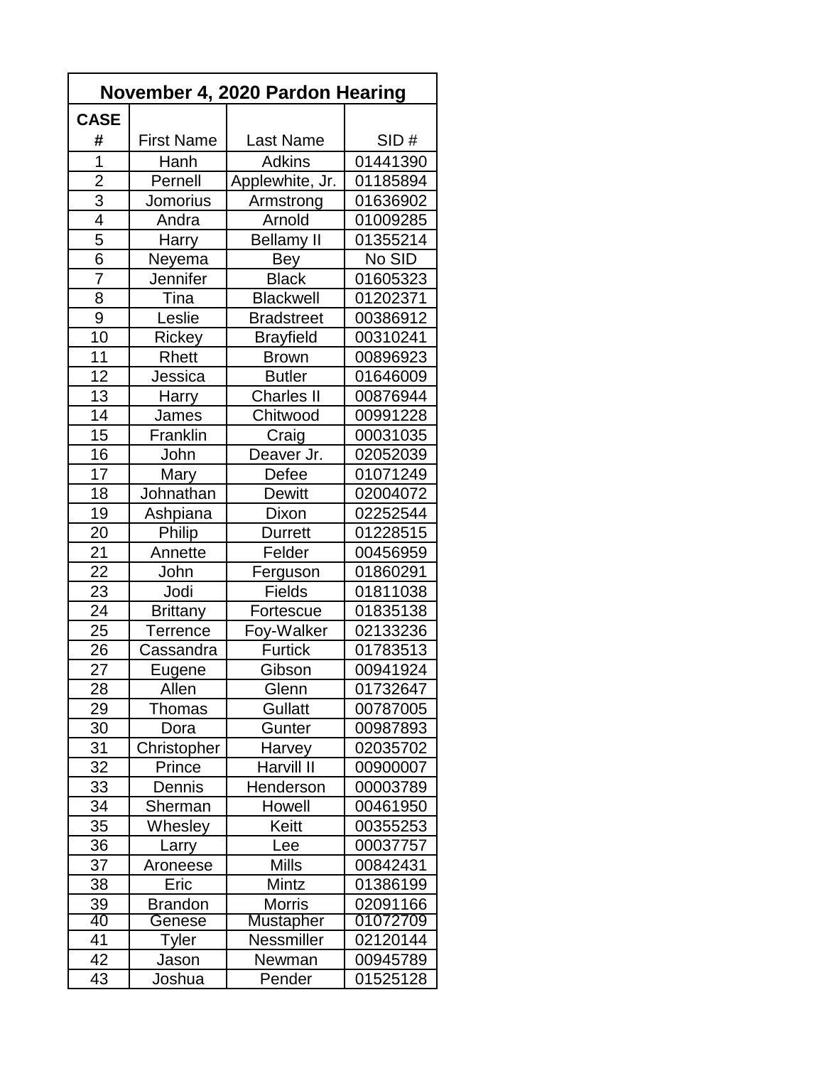| November 4, 2020 Pardon Hearing | | | |
|---|---|---|---|
| CASE # | First Name | Last Name | SID # |
| 1 | Hanh | Adkins | 01441390 |
| 2 | Pernell | Applewhite, Jr. | 01185894 |
| 3 | Jomorius | Armstrong | 01636902 |
| 4 | Andra | Arnold | 01009285 |
| 5 | Harry | Bellamy II | 01355214 |
| 6 | Neyema | Bey | No SID |
| 7 | Jennifer | Black | 01605323 |
| 8 | Tina | Blackwell | 01202371 |
| 9 | Leslie | Bradstreet | 00386912 |
| 10 | Rickey | Brayfield | 00310241 |
| 11 | Rhett | Brown | 00896923 |
| 12 | Jessica | Butler | 01646009 |
| 13 | Harry | Charles II | 00876944 |
| 14 | James | Chitwood | 00991228 |
| 15 | Franklin | Craig | 00031035 |
| 16 | John | Deaver Jr. | 02052039 |
| 17 | Mary | Defee | 01071249 |
| 18 | Johnathan | Dewitt | 02004072 |
| 19 | Ashpiana | Dixon | 02252544 |
| 20 | Philip | Durrett | 01228515 |
| 21 | Annette | Felder | 00456959 |
| 22 | John | Ferguson | 01860291 |
| 23 | Jodi | Fields | 01811038 |
| 24 | Brittany | Fortescue | 01835138 |
| 25 | Terrence | Foy-Walker | 02133236 |
| 26 | Cassandra | Furtick | 01783513 |
| 27 | Eugene | Gibson | 00941924 |
| 28 | Allen | Glenn | 01732647 |
| 29 | Thomas | Gullatt | 00787005 |
| 30 | Dora | Gunter | 00987893 |
| 31 | Christopher | Harvey | 02035702 |
| 32 | Prince | Harvill II | 00900007 |
| 33 | Dennis | Henderson | 00003789 |
| 34 | Sherman | Howell | 00461950 |
| 35 | Whesley | Keitt | 00355253 |
| 36 | Larry | Lee | 00037757 |
| 37 | Aroneese | Mills | 00842431 |
| 38 | Eric | Mintz | 01386199 |
| 39 | Brandon | Morris | 02091166 |
| 40 | Genese | Mustapher | 01072709 |
| 41 | Tyler | Nessmiller | 02120144 |
| 42 | Jason | Newman | 00945789 |
| 43 | Joshua | Pender | 01525128 |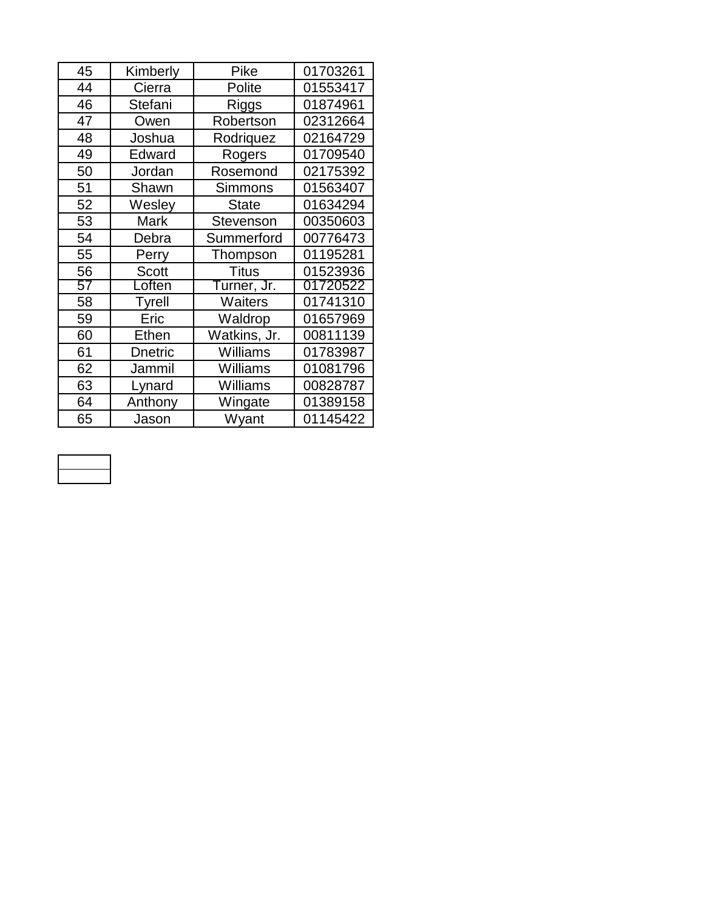| 45 | Kimberly | Pike | 01703261 |
|---|---|---|---|
| 44 | Cierra | Polite | 01553417 |
| 46 | Stefani | Riggs | 01874961 |
| 47 | Owen | Robertson | 02312664 |
| 48 | Joshua | Rodriquez | 02164729 |
| 49 | Edward | Rogers | 01709540 |
| 50 | Jordan | Rosemond | 02175392 |
| 51 | Shawn | Simmons | 01563407 |
| 52 | Wesley | State | 01634294 |
| 53 | Mark | Stevenson | 00350603 |
| 54 | Debra | Summerford | 00776473 |
| 55 | Perry | Thompson | 01195281 |
| 56 | Scott | Titus | 01523936 |
| 57 | Loften | Turner, Jr. | 01720522 |
| 58 | Tyrell | Waiters | 01741310 |
| 59 | Eric | Waldrop | 01657969 |
| 60 | Ethen | Watkins, Jr. | 00811139 |
| 61 | Dnetric | Williams | 01783987 |
| 62 | Jammil | Williams | 01081796 |
| 63 | Lynard | Williams | 00828787 |
| 64 | Anthony | Wingate | 01389158 |
| 65 | Jason | Wyant | 01145422 |